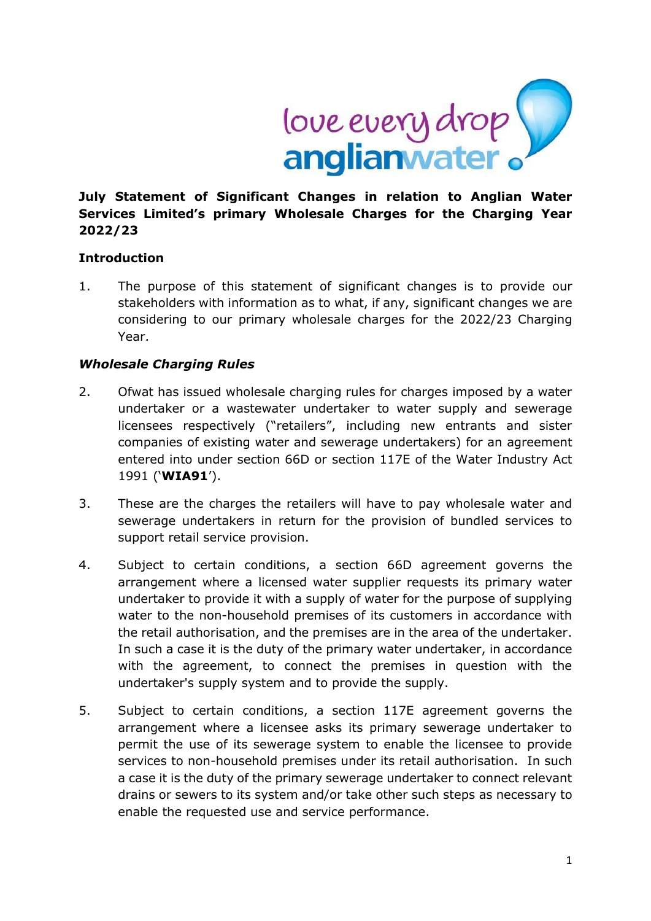# July Statement of Significant Changes in relation to Anglian Water Services Limited's primary Wholesale Charges for the Charging Year 2022/23

## Introduction

1. The purpose of this statement of significant changes is to provide our stakeholders with information as to what, if any, significant changes we are considering to our primary wholesale charges for the 2022/23 Charging Year.

### *Wholesale Charging Rules*

2. Ofwat has issued wholesale charging rules for charges imposed by a water undertaker or a wastewater undertaker to water supply and sewerage licensees respectively ("retailers", including new entrants and sister companies of existing water and sewerage undertakers) for an agreement entered into under section 66D or section 117E of the Water Industry Act 1991 ('**WIA91**').

3. These are the charges the retailers will have to pay wholesale water and sewerage undertakers in return for the provision of bundled services to support retail service provision.

4. Subject to certain conditions, a section 66D agreement governs the arrangement where a licensed water supplier requests its primary water undertaker to provide it with a supply of water for the purpose of supplying water to the non-household premises of its customers in accordance with the retail authorisation, and the premises are in the area of the undertaker. In such a case it is the duty of the primary water undertaker, in accordance with the agreement, to connect the premises in question with the undertaker's supply system and to provide the supply.

5. Subject to certain conditions, a section 117E agreement governs the arrangement where a licensee asks its primary sewerage undertaker to permit the use of its sewerage system to enable the licensee to provide services to non-household premises under its retail authorisation. In such a case it is the duty of the primary sewerage undertaker to connect relevant drains or sewers to its system and/or take other such steps as necessary to enable the requested use and service performance.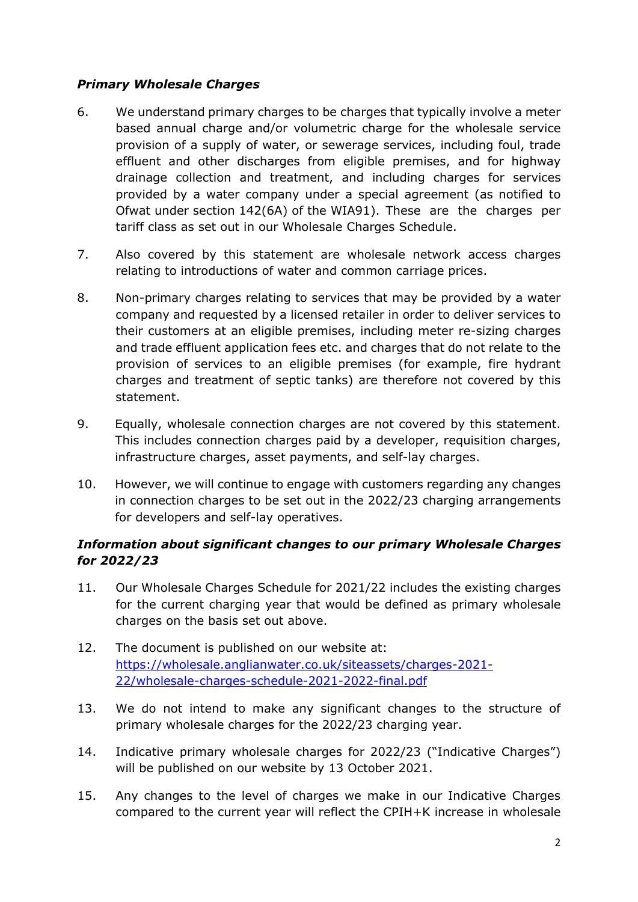### *Primary Wholesale Charges*

6. We understand primary charges to be charges that typically involve a meter based annual charge and/or volumetric charge for the wholesale service provision of a supply of water, or sewerage services, including foul, trade effluent and other discharges from eligible premises, and for highway drainage collection and treatment, and including charges for services provided by a water company under a special agreement (as notified to Ofwat under section 142(6A) of the WIA91). These are the charges per tariff class as set out in our Wholesale Charges Schedule.

7. Also covered by this statement are wholesale network access charges relating to introductions of water and common carriage prices.

8. Non-primary charges relating to services that may be provided by a water company and requested by a licensed retailer in order to deliver services to their customers at an eligible premises, including meter re-sizing charges and trade effluent application fees etc. and charges that do not relate to the provision of services to an eligible premises (for example, fire hydrant charges and treatment of septic tanks) are therefore not covered by this statement.

9. Equally, wholesale connection charges are not covered by this statement. This includes connection charges paid by a developer, requisition charges, infrastructure charges, asset payments, and self-lay charges.

10. However, we will continue to engage with customers regarding any changes in connection charges to be set out in the 2022/23 charging arrangements for developers and self-lay operatives.

### *Information about significant changes to our primary Wholesale Charges for 2022/23*

11. Our Wholesale Charges Schedule for 2021/22 includes the existing charges for the current charging year that would be defined as primary wholesale charges on the basis set out above.

12. The document is published on our website at: [https://wholesale.anglianwater.co.uk/siteassets/charges-2021-22/wholesale-charges-schedule-2021-2022-final.pdf](https://wholesale.anglianwater.co.uk/siteassets/charges-2021-22/wholesale-charges-schedule-2021-2022-final.pdf)

13. We do not intend to make any significant changes to the structure of primary wholesale charges for the 2022/23 charging year.

14. Indicative primary wholesale charges for 2022/23 ("Indicative Charges") will be published on our website by 13 October 2021.

15. Any changes to the level of charges we make in our Indicative Charges compared to the current year will reflect the CPIH+K increase in wholesale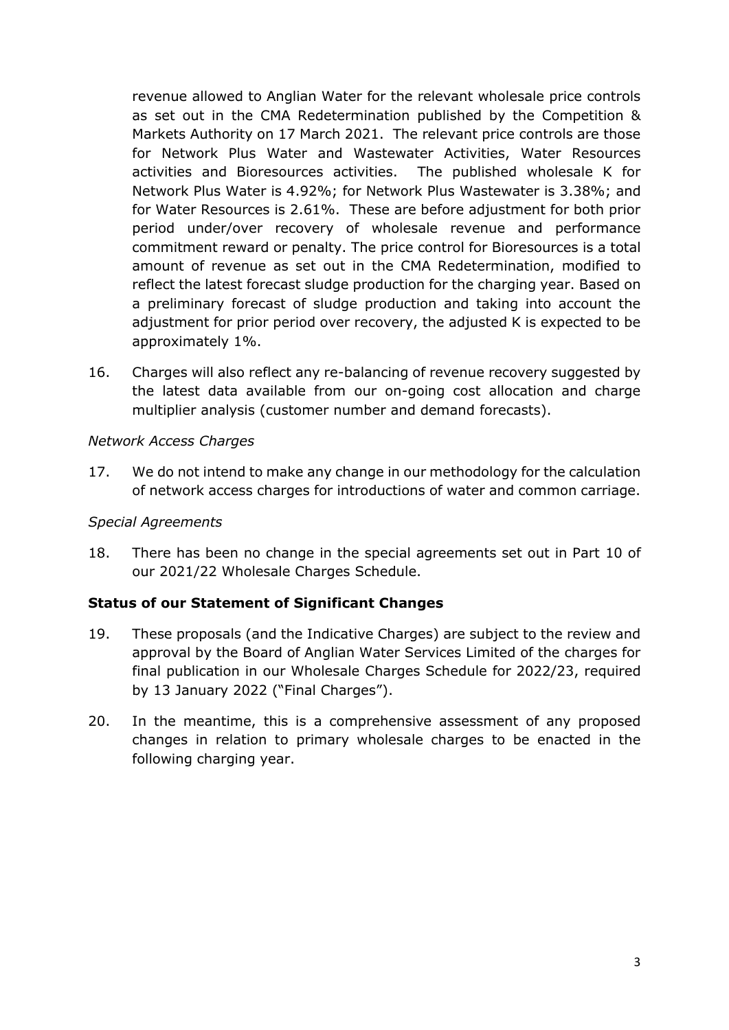revenue allowed to Anglian Water for the relevant wholesale price controls as set out in the CMA Redetermination published by the Competition & Markets Authority on 17 March 2021. The relevant price controls are those for Network Plus Water and Wastewater Activities, Water Resources activities and Bioresources activities. The published wholesale K for Network Plus Water is 4.92%; for Network Plus Wastewater is 3.38%; and for Water Resources is 2.61%. These are before adjustment for both prior period under/over recovery of wholesale revenue and performance commitment reward or penalty. The price control for Bioresources is a total amount of revenue as set out in the CMA Redetermination, modified to reflect the latest forecast sludge production for the charging year. Based on a preliminary forecast of sludge production and taking into account the adjustment for prior period over recovery, the adjusted K is expected to be approximately 1%.

16. Charges will also reflect any re-balancing of revenue recovery suggested by the latest data available from our on-going cost allocation and charge multiplier analysis (customer number and demand forecasts).

*Network Access Charges*

17. We do not intend to make any change in our methodology for the calculation of network access charges for introductions of water and common carriage.

*Special Agreements*

18. There has been no change in the special agreements set out in Part 10 of our 2021/22 Wholesale Charges Schedule.

**Status of our Statement of Significant Changes**

19. These proposals (and the Indicative Charges) are subject to the review and approval by the Board of Anglian Water Services Limited of the charges for final publication in our Wholesale Charges Schedule for 2022/23, required by 13 January 2022 ("Final Charges").

20. In the meantime, this is a comprehensive assessment of any proposed changes in relation to primary wholesale charges to be enacted in the following charging year.